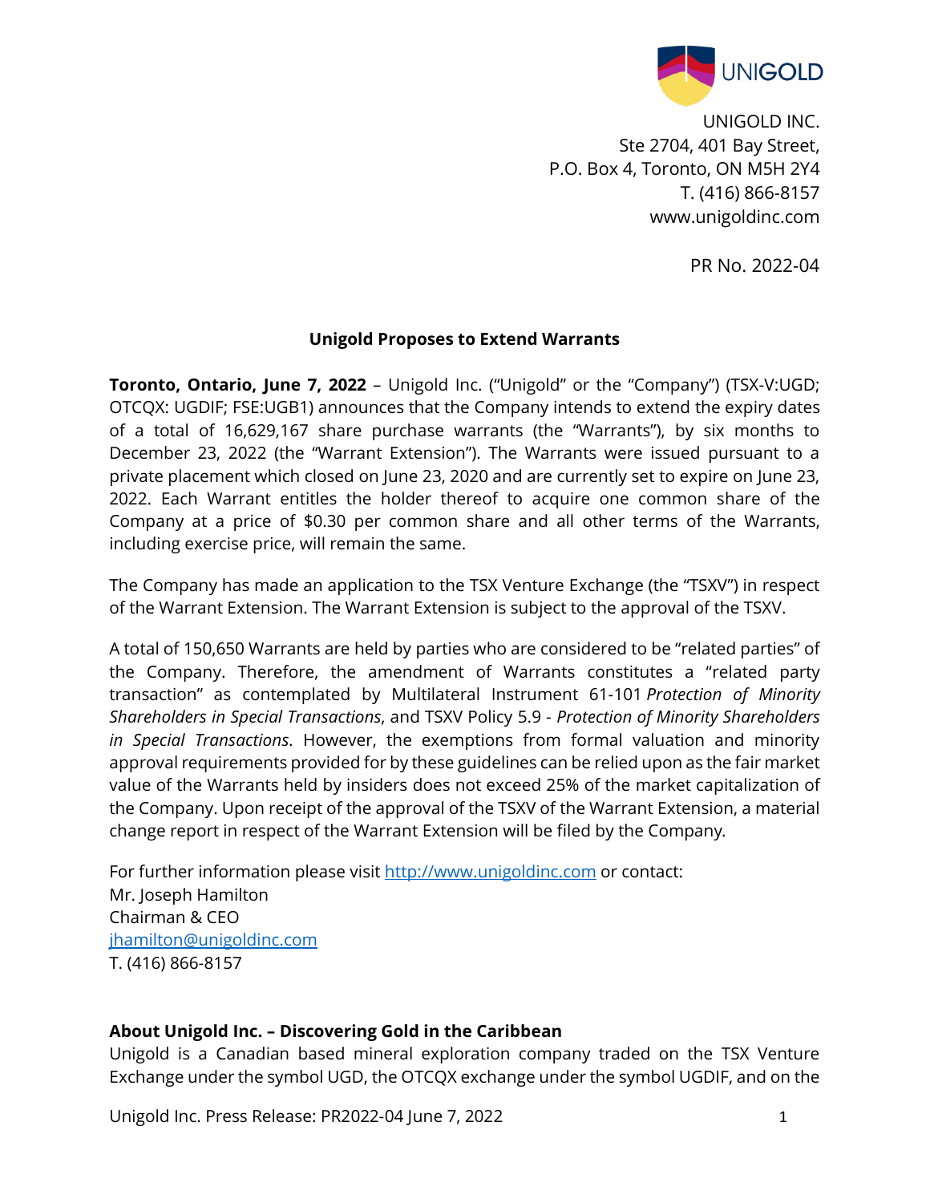UNIGOLD INC.
Ste 2704, 401 Bay Street,
P.O. Box 4, Toronto, ON M5H 2Y4
T. (416) 866-8157
www.unigoldinc.com

PR No. 2022-04

## Unigold Proposes to Extend Warrants

**Toronto, Ontario, June 7, 2022** – Unigold Inc. ("Unigold" or the "Company") (TSX-V:UGD; OTCQX: UGDIF; FSE:UGB1) announces that the Company intends to extend the expiry dates of a total of 16,629,167 share purchase warrants (the "Warrants"), by six months to December 23, 2022 (the "Warrant Extension"). The Warrants were issued pursuant to a private placement which closed on June 23, 2020 and are currently set to expire on June 23, 2022. Each Warrant entitles the holder thereof to acquire one common share of the Company at a price of $0.30 per common share and all other terms of the Warrants, including exercise price, will remain the same.

The Company has made an application to the TSX Venture Exchange (the "TSXV") in respect of the Warrant Extension. The Warrant Extension is subject to the approval of the TSXV.

A total of 150,650 Warrants are held by parties who are considered to be "related parties" of the Company. Therefore, the amendment of Warrants constitutes a "related party transaction" as contemplated by Multilateral Instrument 61-101 *Protection of Minority Shareholders in Special Transactions*, and TSXV Policy 5.9 - *Protection of Minority Shareholders in Special Transactions*. However, the exemptions from formal valuation and minority approval requirements provided for by these guidelines can be relied upon as the fair market value of the Warrants held by insiders does not exceed 25% of the market capitalization of the Company. Upon receipt of the approval of the TSXV of the Warrant Extension, a material change report in respect of the Warrant Extension will be filed by the Company.

For further information please visit http://www.unigoldinc.com or contact:
Mr. Joseph Hamilton
Chairman & CEO
jhamilton@unigoldinc.com
T. (416) 866-8157

### About Unigold Inc. – Discovering Gold in the Caribbean

Unigold is a Canadian based mineral exploration company traded on the TSX Venture Exchange under the symbol UGD, the OTCQX exchange under the symbol UGDIF, and on the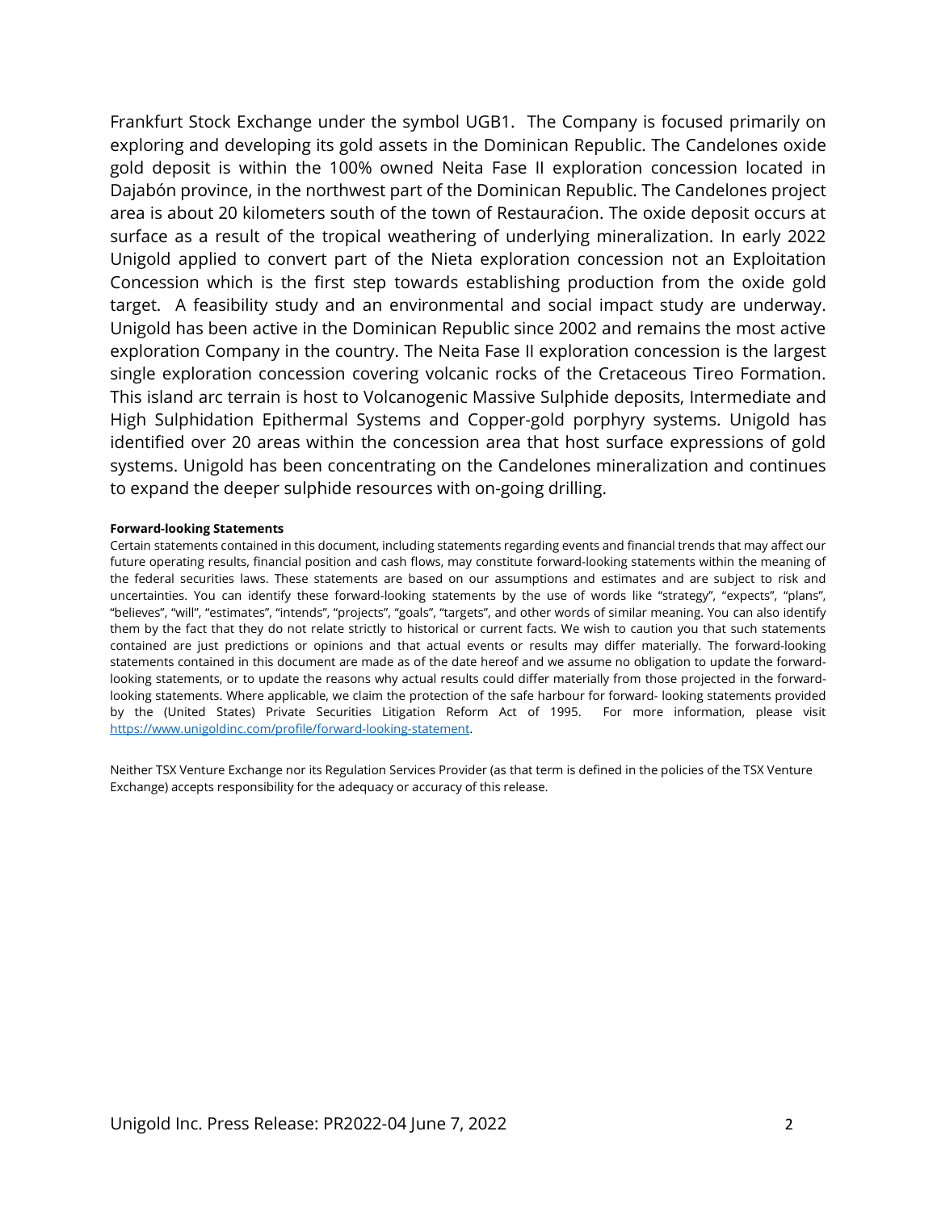Frankfurt Stock Exchange under the symbol UGB1. The Company is focused primarily on exploring and developing its gold assets in the Dominican Republic. The Candelones oxide gold deposit is within the 100% owned Neita Fase II exploration concession located in Dajabón province, in the northwest part of the Dominican Republic. The Candelones project area is about 20 kilometers south of the town of Restauraćion. The oxide deposit occurs at surface as a result of the tropical weathering of underlying mineralization. In early 2022 Unigold applied to convert part of the Nieta exploration concession not an Exploitation Concession which is the first step towards establishing production from the oxide gold target. A feasibility study and an environmental and social impact study are underway. Unigold has been active in the Dominican Republic since 2002 and remains the most active exploration Company in the country. The Neita Fase II exploration concession is the largest single exploration concession covering volcanic rocks of the Cretaceous Tireo Formation. This island arc terrain is host to Volcanogenic Massive Sulphide deposits, Intermediate and High Sulphidation Epithermal Systems and Copper-gold porphyry systems. Unigold has identified over 20 areas within the concession area that host surface expressions of gold systems. Unigold has been concentrating on the Candelones mineralization and continues to expand the deeper sulphide resources with on-going drilling.

**Forward-looking Statements**

Certain statements contained in this document, including statements regarding events and financial trends that may affect our future operating results, financial position and cash flows, may constitute forward-looking statements within the meaning of the federal securities laws. These statements are based on our assumptions and estimates and are subject to risk and uncertainties. You can identify these forward-looking statements by the use of words like "strategy", "expects", "plans", "believes", "will", "estimates", "intends", "projects", "goals", "targets", and other words of similar meaning. You can also identify them by the fact that they do not relate strictly to historical or current facts. We wish to caution you that such statements contained are just predictions or opinions and that actual events or results may differ materially. The forward-looking statements contained in this document are made as of the date hereof and we assume no obligation to update the forward-looking statements, or to update the reasons why actual results could differ materially from those projected in the forward-looking statements. Where applicable, we claim the protection of the safe harbour for forward- looking statements provided by the (United States) Private Securities Litigation Reform Act of 1995. For more information, please visit https://www.unigoldinc.com/profile/forward-looking-statement.

Neither TSX Venture Exchange nor its Regulation Services Provider (as that term is defined in the policies of the TSX Venture Exchange) accepts responsibility for the adequacy or accuracy of this release.